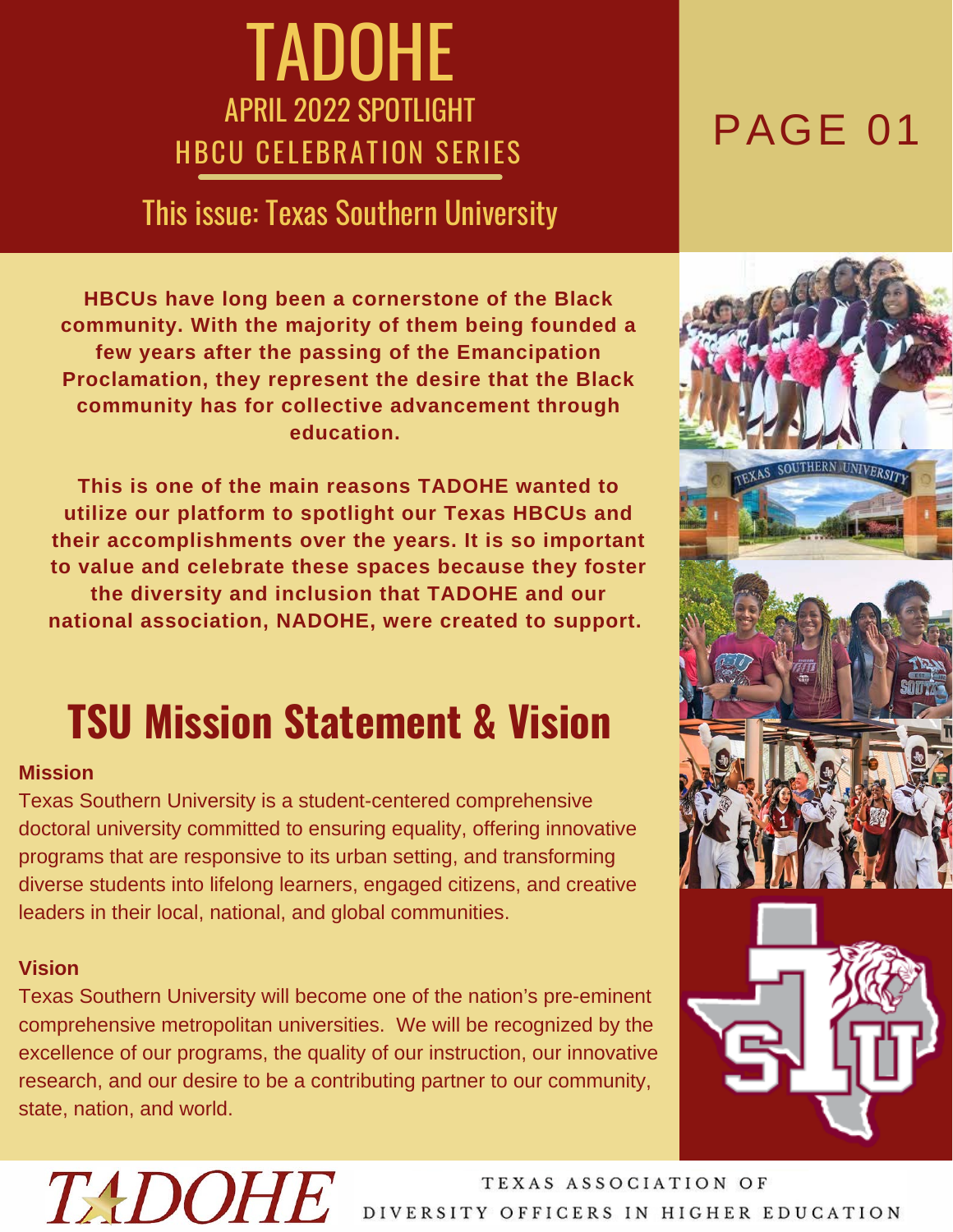# TADOHE

## APRIL 2022 SPOTLIGHT

## HBCU CELEBRATION SERIES

### This issue: Texas Southern University

**HBCUs have long been a cornerstone of the Black community. With the majority of them being founded a few years after the passing of the Emancipation Proclamation, they represent the desire that the Black community has for collective advancement through education.**

**This is one of the main reasons TADOHE wanted to utilize our platform to spotlight our Texas HBCUs and their accomplishments over the years. It is so important to value and celebrate these spaces because they foster the diversity and inclusion that TADOHE and our national association, NADOHE, were created to support.**

## TSU Mission Statement & Vision

**Mission**

Texas Southern University is a student-centered comprehensive doctoral university committed to ensuring equality, offering innovative programs that are responsive to its urban setting, and transforming diverse students into lifelong learners, engaged citizens, and creative leaders in their local, national, and global communities.

**Vision**

Texas Southern University will become one of the nation's pre-eminent comprehensive metropolitan universities. We will be recognized by the excellence of our programs, the quality of our instruction, our innovative research, and our desire to be a contributing partner to our community, state, nation, and world.

TADOHE

TEXAS ASSOCIATION OF DIVERSITY OFFICERS IN HIGHER EDUCATION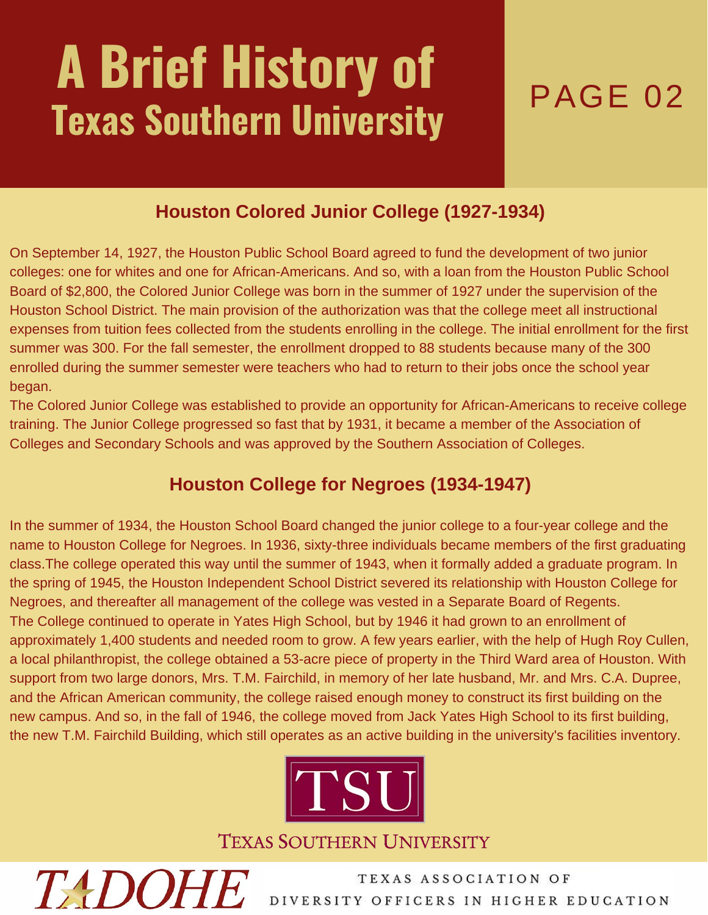# A Brief History of Texas Southern University

## Houston Colored Junior College (1927-1934)

On September 14, 1927, the Houston Public School Board agreed to fund the development of two junior colleges: one for whites and one for African-Americans. And so, with a loan from the Houston Public School Board of $2,800, the Colored Junior College was born in the summer of 1927 under the supervision of the Houston School District. The main provision of the authorization was that the college meet all instructional expenses from tuition fees collected from the students enrolling in the college. The initial enrollment for the first summer was 300. For the fall semester, the enrollment dropped to 88 students because many of the 300 enrolled during the summer semester were teachers who had to return to their jobs once the school year began.

The Colored Junior College was established to provide an opportunity for African-Americans to receive college training. The Junior College progressed so fast that by 1931, it became a member of the Association of Colleges and Secondary Schools and was approved by the Southern Association of Colleges.

## Houston College for Negroes (1934-1947)

In the summer of 1934, the Houston School Board changed the junior college to a four-year college and the name to Houston College for Negroes. In 1936, sixty-three individuals became members of the first graduating class.The college operated this way until the summer of 1943, when it formally added a graduate program. In the spring of 1945, the Houston Independent School District severed its relationship with Houston College for Negroes, and thereafter all management of the college was vested in a Separate Board of Regents.

The College continued to operate in Yates High School, but by 1946 it had grown to an enrollment of approximately 1,400 students and needed room to grow. A few years earlier, with the help of Hugh Roy Cullen, a local philanthropist, the college obtained a 53-acre piece of property in the Third Ward area of Houston. With support from two large donors, Mrs. T.M. Fairchild, in memory of her late husband, Mr. and Mrs. C.A. Dupree, and the African American community, the college raised enough money to construct its first building on the new campus. And so, in the fall of 1946, the college moved from Jack Yates High School to its first building, the new T.M. Fairchild Building, which still operates as an active building in the university's facilities inventory.

TSU

Texas Southern University

TADOHE

Texas Association of Diversity Officers in Higher Education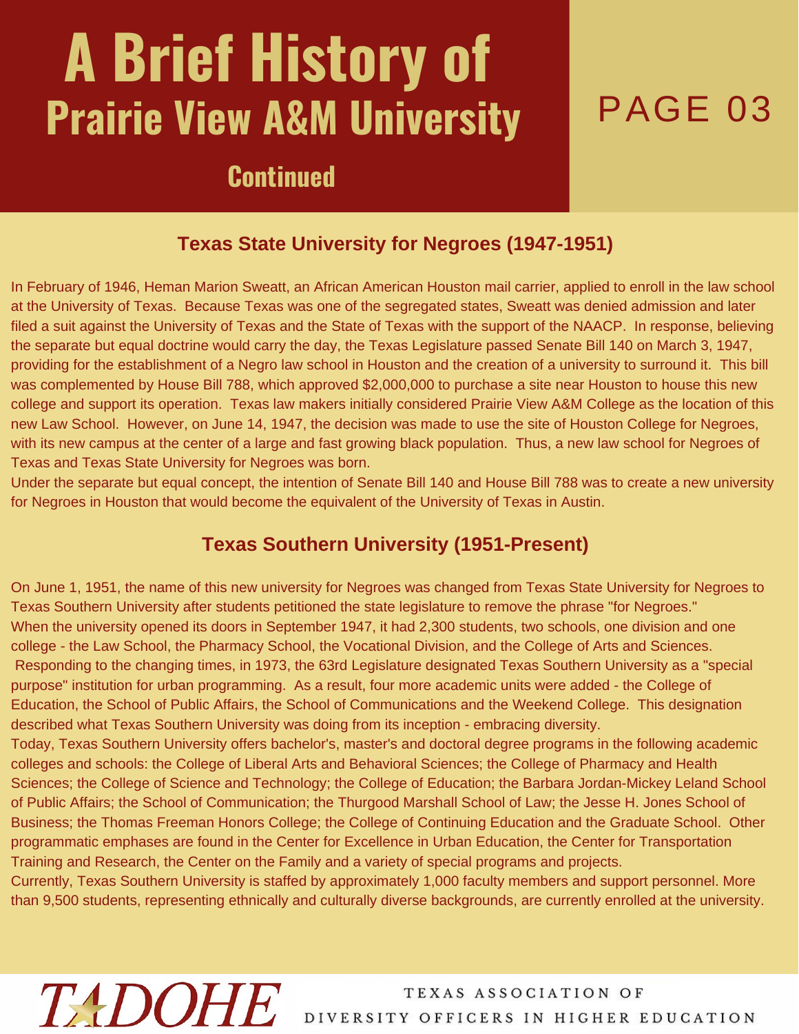# A Brief History of Prairie View A&M University

## Continued

### Texas State University for Negroes (1947-1951)

In February of 1946, Heman Marion Sweatt, an African American Houston mail carrier, applied to enroll in the law school at the University of Texas. Because Texas was one of the segregated states, Sweatt was denied admission and later filed a suit against the University of Texas and the State of Texas with the support of the NAACP. In response, believing the separate but equal doctrine would carry the day, the Texas Legislature passed Senate Bill 140 on March 3, 1947, providing for the establishment of a Negro law school in Houston and the creation of a university to surround it. This bill was complemented by House Bill 788, which approved $2,000,000 to purchase a site near Houston to house this new college and support its operation. Texas law makers initially considered Prairie View A&M College as the location of this new Law School. However, on June 14, 1947, the decision was made to use the site of Houston College for Negroes, with its new campus at the center of a large and fast growing black population. Thus, a new law school for Negroes of Texas and Texas State University for Negroes was born.

Under the separate but equal concept, the intention of Senate Bill 140 and House Bill 788 was to create a new university for Negroes in Houston that would become the equivalent of the University of Texas in Austin.

### Texas Southern University (1951-Present)

On June 1, 1951, the name of this new university for Negroes was changed from Texas State University for Negroes to Texas Southern University after students petitioned the state legislature to remove the phrase "for Negroes."

When the university opened its doors in September 1947, it had 2,300 students, two schools, one division and one college - the Law School, the Pharmacy School, the Vocational Division, and the College of Arts and Sciences. Responding to the changing times, in 1973, the 63rd Legislature designated Texas Southern University as a "special purpose" institution for urban programming. As a result, four more academic units were added - the College of Education, the School of Public Affairs, the School of Communications and the Weekend College. This designation described what Texas Southern University was doing from its inception - embracing diversity.

Today, Texas Southern University offers bachelor's, master's and doctoral degree programs in the following academic colleges and schools: the College of Liberal Arts and Behavioral Sciences; the College of Pharmacy and Health Sciences; the College of Science and Technology; the College of Education; the Barbara Jordan-Mickey Leland School of Public Affairs; the School of Communication; the Thurgood Marshall School of Law; the Jesse H. Jones School of Business; the Thomas Freeman Honors College; the College of Continuing Education and the Graduate School. Other programmatic emphases are found in the Center for Excellence in Urban Education, the Center for Transportation Training and Research, the Center on the Family and a variety of special programs and projects.

Currently, Texas Southern University is staffed by approximately 1,000 faculty members and support personnel. More than 9,500 students, representing ethnically and culturally diverse backgrounds, are currently enrolled at the university.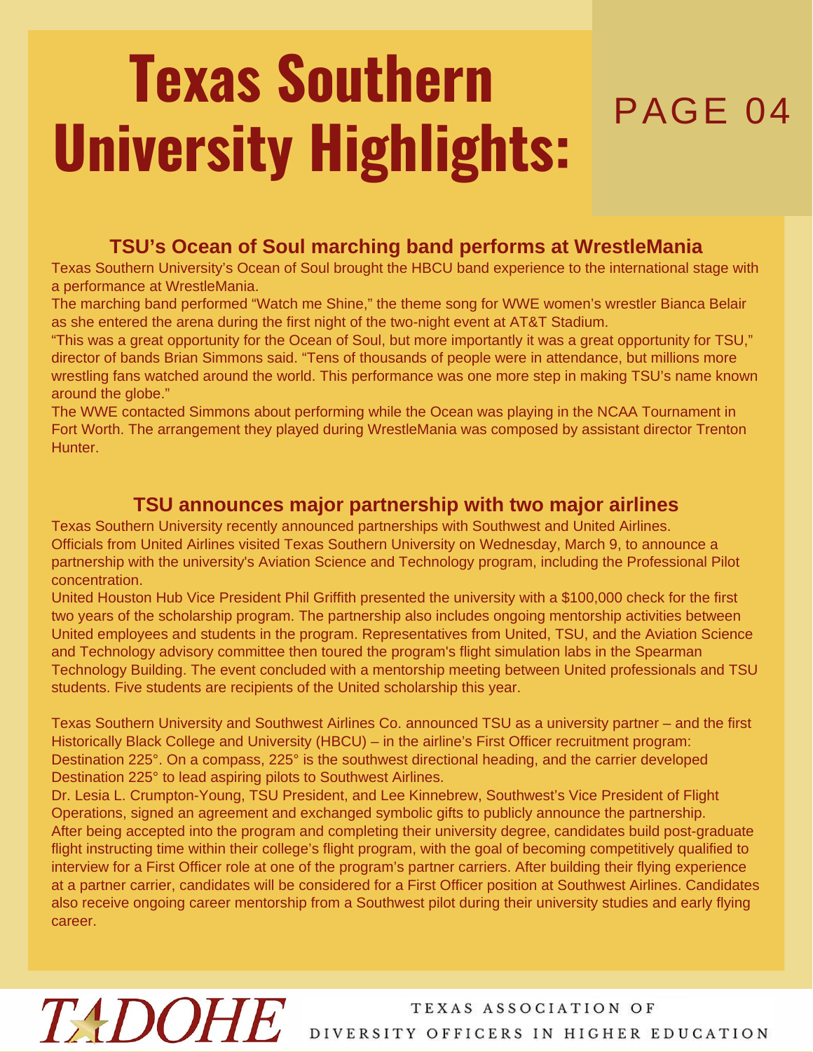# Texas Southern University Highlights:

PAGE 04

### TSU's Ocean of Soul marching band performs at WrestleMania

Texas Southern University's Ocean of Soul brought the HBCU band experience to the international stage with a performance at WrestleMania.

The marching band performed "Watch me Shine," the theme song for WWE women's wrestler Bianca Belair as she entered the arena during the first night of the two-night event at AT&T Stadium.

"This was a great opportunity for the Ocean of Soul, but more importantly it was a great opportunity for TSU," director of bands Brian Simmons said. "Tens of thousands of people were in attendance, but millions more wrestling fans watched around the world. This performance was one more step in making TSU's name known around the globe."

The WWE contacted Simmons about performing while the Ocean was playing in the NCAA Tournament in Fort Worth. The arrangement they played during WrestleMania was composed by assistant director Trenton Hunter.

### TSU announces major partnership with two major airlines

Texas Southern University recently announced partnerships with Southwest and United Airlines.

Officials from United Airlines visited Texas Southern University on Wednesday, March 9, to announce a partnership with the university's Aviation Science and Technology program, including the Professional Pilot concentration.

United Houston Hub Vice President Phil Griffith presented the university with a $100,000 check for the first two years of the scholarship program. The partnership also includes ongoing mentorship activities between United employees and students in the program. Representatives from United, TSU, and the Aviation Science and Technology advisory committee then toured the program's flight simulation labs in the Spearman Technology Building. The event concluded with a mentorship meeting between United professionals and TSU students. Five students are recipients of the United scholarship this year.

Texas Southern University and Southwest Airlines Co. announced TSU as a university partner – and the first Historically Black College and University (HBCU) – in the airline's First Officer recruitment program: Destination 225°. On a compass, 225° is the southwest directional heading, and the carrier developed Destination 225° to lead aspiring pilots to Southwest Airlines.

Dr. Lesia L. Crumpton-Young, TSU President, and Lee Kinnebrew, Southwest's Vice President of Flight Operations, signed an agreement and exchanged symbolic gifts to publicly announce the partnership.

After being accepted into the program and completing their university degree, candidates build post-graduate flight instructing time within their college's flight program, with the goal of becoming competitively qualified to interview for a First Officer role at one of the program's partner carriers. After building their flying experience at a partner carrier, candidates will be considered for a First Officer position at Southwest Airlines. Candidates also receive ongoing career mentorship from a Southwest pilot during their university studies and early flying career.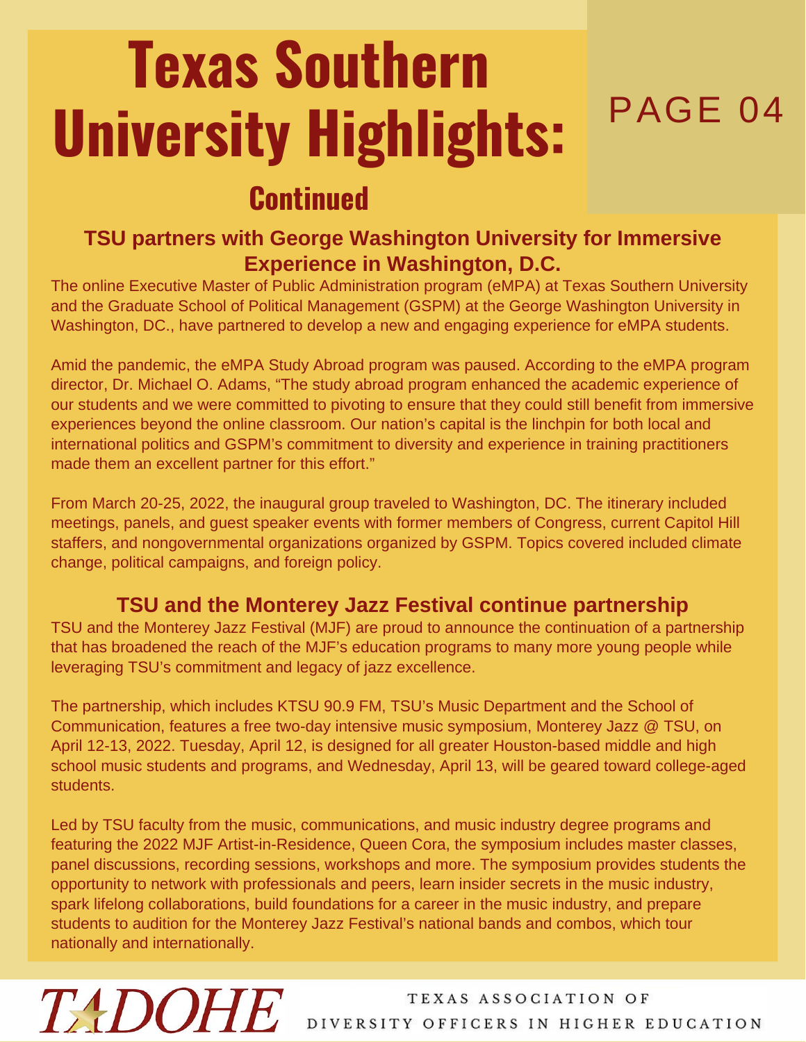# Texas Southern University Highlights:

## Continued

### TSU partners with George Washington University for Immersive Experience in Washington, D.C.

The online Executive Master of Public Administration program (eMPA) at Texas Southern University and the Graduate School of Political Management (GSPM) at the George Washington University in Washington, DC., have partnered to develop a new and engaging experience for eMPA students.

Amid the pandemic, the eMPA Study Abroad program was paused. According to the eMPA program director, Dr. Michael O. Adams, "The study abroad program enhanced the academic experience of our students and we were committed to pivoting to ensure that they could still benefit from immersive experiences beyond the online classroom. Our nation's capital is the linchpin for both local and international politics and GSPM's commitment to diversity and experience in training practitioners made them an excellent partner for this effort."

From March 20-25, 2022, the inaugural group traveled to Washington, DC. The itinerary included meetings, panels, and guest speaker events with former members of Congress, current Capitol Hill staffers, and nongovernmental organizations organized by GSPM. Topics covered included climate change, political campaigns, and foreign policy.

### TSU and the Monterey Jazz Festival continue partnership

TSU and the Monterey Jazz Festival (MJF) are proud to announce the continuation of a partnership that has broadened the reach of the MJF's education programs to many more young people while leveraging TSU's commitment and legacy of jazz excellence.

The partnership, which includes KTSU 90.9 FM, TSU's Music Department and the School of Communication, features a free two-day intensive music symposium, Monterey Jazz @ TSU, on April 12-13, 2022. Tuesday, April 12, is designed for all greater Houston-based middle and high school music students and programs, and Wednesday, April 13, will be geared toward college-aged students.

Led by TSU faculty from the music, communications, and music industry degree programs and featuring the 2022 MJF Artist-in-Residence, Queen Cora, the symposium includes master classes, panel discussions, recording sessions, workshops and more. The symposium provides students the opportunity to network with professionals and peers, learn insider secrets in the music industry, spark lifelong collaborations, build foundations for a career in the music industry, and prepare students to audition for the Monterey Jazz Festival's national bands and combos, which tour nationally and internationally.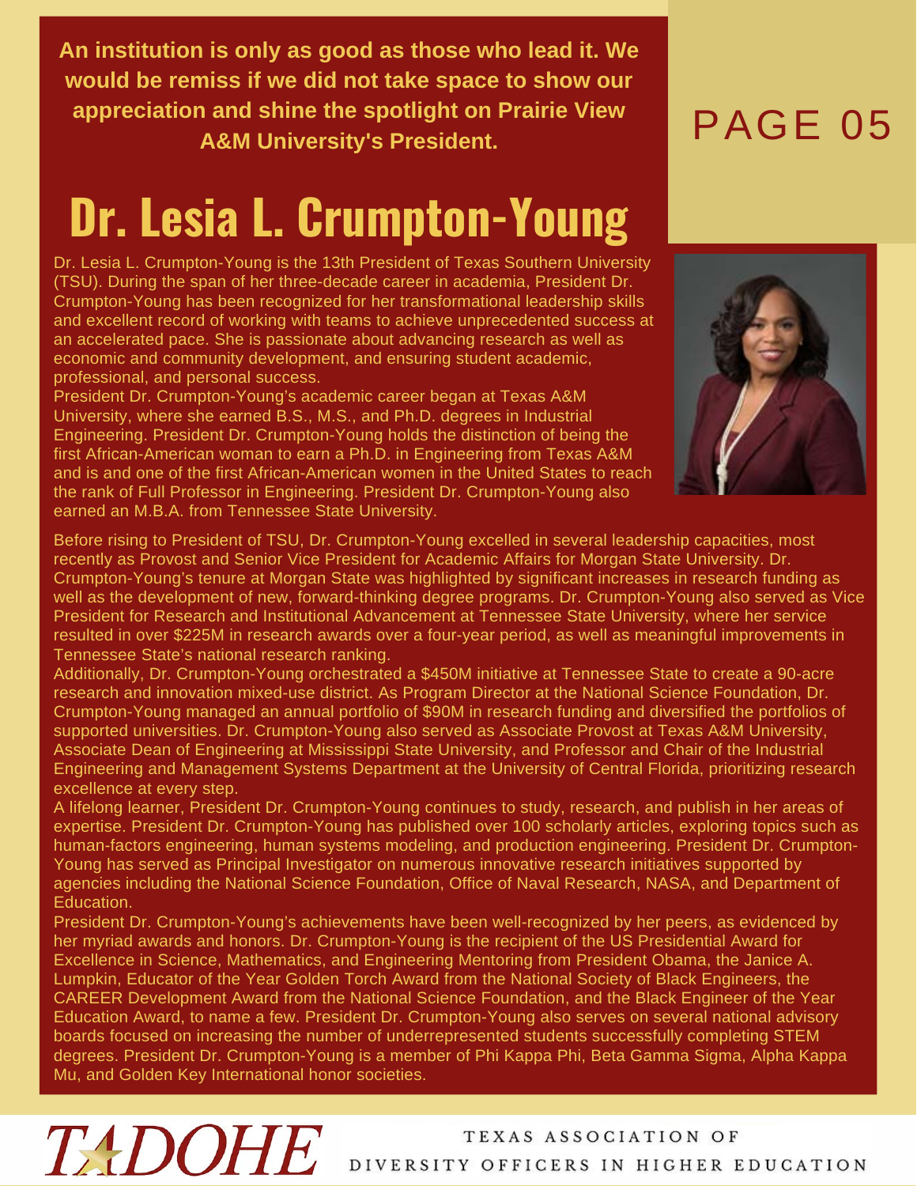**An institution is only as good as those who lead it. We would be remiss if we did not take space to show our appreciation and shine the spotlight on Prairie View A&M University's President.**

# Dr. Lesia L. Crumpton-Young

Dr. Lesia L. Crumpton-Young is the 13th President of Texas Southern University (TSU). During the span of her three-decade career in academia, President Dr. Crumpton-Young has been recognized for her transformational leadership skills and excellent record of working with teams to achieve unprecedented success at an accelerated pace. She is passionate about advancing research as well as economic and community development, and ensuring student academic, professional, and personal success.

President Dr. Crumpton-Young's academic career began at Texas A&M University, where she earned B.S., M.S., and Ph.D. degrees in Industrial Engineering. President Dr. Crumpton-Young holds the distinction of being the first African-American woman to earn a Ph.D. in Engineering from Texas A&M and is and one of the first African-American women in the United States to reach the rank of Full Professor in Engineering. President Dr. Crumpton-Young also earned an M.B.A. from Tennessee State University.

Before rising to President of TSU, Dr. Crumpton-Young excelled in several leadership capacities, most recently as Provost and Senior Vice President for Academic Affairs for Morgan State University. Dr. Crumpton-Young's tenure at Morgan State was highlighted by significant increases in research funding as well as the development of new, forward-thinking degree programs. Dr. Crumpton-Young also served as Vice President for Research and Institutional Advancement at Tennessee State University, where her service resulted in over $225M in research awards over a four-year period, as well as meaningful improvements in Tennessee State's national research ranking.

Additionally, Dr. Crumpton-Young orchestrated a $450M initiative at Tennessee State to create a 90-acre research and innovation mixed-use district. As Program Director at the National Science Foundation, Dr. Crumpton-Young managed an annual portfolio of $90M in research funding and diversified the portfolios of supported universities. Dr. Crumpton-Young also served as Associate Provost at Texas A&M University, Associate Dean of Engineering at Mississippi State University, and Professor and Chair of the Industrial Engineering and Management Systems Department at the University of Central Florida, prioritizing research excellence at every step.

A lifelong learner, President Dr. Crumpton-Young continues to study, research, and publish in her areas of expertise. President Dr. Crumpton-Young has published over 100 scholarly articles, exploring topics such as human-factors engineering, human systems modeling, and production engineering. President Dr. Crumpton-Young has served as Principal Investigator on numerous innovative research initiatives supported by agencies including the National Science Foundation, Office of Naval Research, NASA, and Department of Education.

President Dr. Crumpton-Young's achievements have been well-recognized by her peers, as evidenced by her myriad awards and honors. Dr. Crumpton-Young is the recipient of the US Presidential Award for Excellence in Science, Mathematics, and Engineering Mentoring from President Obama, the Janice A. Lumpkin, Educator of the Year Golden Torch Award from the National Society of Black Engineers, the CAREER Development Award from the National Science Foundation, and the Black Engineer of the Year Education Award, to name a few. President Dr. Crumpton-Young also serves on several national advisory boards focused on increasing the number of underrepresented students successfully completing STEM degrees. President Dr. Crumpton-Young is a member of Phi Kappa Phi, Beta Gamma Sigma, Alpha Kappa Mu, and Golden Key International honor societies.